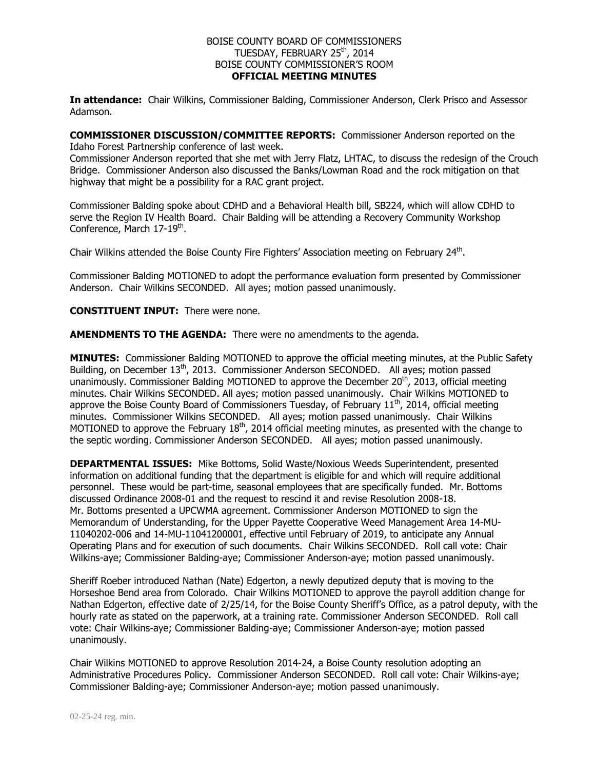BOISE COUNTY BOARD OF COMMISSIONERS
TUESDAY, FEBRUARY 25th, 2014
BOISE COUNTY COMMISSIONER'S ROOM
**OFFICIAL MEETING MINUTES**

**In attendance:** Chair Wilkins, Commissioner Balding, Commissioner Anderson, Clerk Prisco and Assessor Adamson.

**COMMISSIONER DISCUSSION/COMMITTEE REPORTS:** Commissioner Anderson reported on the Idaho Forest Partnership conference of last week.
Commissioner Anderson reported that she met with Jerry Flatz, LHTAC, to discuss the redesign of the Crouch Bridge. Commissioner Anderson also discussed the Banks/Lowman Road and the rock mitigation on that highway that might be a possibility for a RAC grant project.

Commissioner Balding spoke about CDHD and a Behavioral Health bill, SB224, which will allow CDHD to serve the Region IV Health Board. Chair Balding will be attending a Recovery Community Workshop Conference, March 17-19th.

Chair Wilkins attended the Boise County Fire Fighters' Association meeting on February 24th.

Commissioner Balding MOTIONED to adopt the performance evaluation form presented by Commissioner Anderson. Chair Wilkins SECONDED. All ayes; motion passed unanimously.

**CONSTITUENT INPUT:** There were none.

**AMENDMENTS TO THE AGENDA:** There were no amendments to the agenda.

**MINUTES:** Commissioner Balding MOTIONED to approve the official meeting minutes, at the Public Safety Building, on December 13th, 2013. Commissioner Anderson SECONDED. All ayes; motion passed unanimously. Commissioner Balding MOTIONED to approve the December 20th, 2013, official meeting minutes. Chair Wilkins SECONDED. All ayes; motion passed unanimously. Chair Wilkins MOTIONED to approve the Boise County Board of Commissioners Tuesday, of February 11th, 2014, official meeting minutes. Commissioner Wilkins SECONDED. All ayes; motion passed unanimously. Chair Wilkins MOTIONED to approve the February 18th, 2014 official meeting minutes, as presented with the change to the septic wording. Commissioner Anderson SECONDED. All ayes; motion passed unanimously.

**DEPARTMENTAL ISSUES:** Mike Bottoms, Solid Waste/Noxious Weeds Superintendent, presented information on additional funding that the department is eligible for and which will require additional personnel. These would be part-time, seasonal employees that are specifically funded. Mr. Bottoms discussed Ordinance 2008-01 and the request to rescind it and revise Resolution 2008-18.
Mr. Bottoms presented a UPCWMA agreement. Commissioner Anderson MOTIONED to sign the Memorandum of Understanding, for the Upper Payette Cooperative Weed Management Area 14-MU-11040202-006 and 14-MU-11041200001, effective until February of 2019, to anticipate any Annual Operating Plans and for execution of such documents. Chair Wilkins SECONDED. Roll call vote: Chair Wilkins-aye; Commissioner Balding-aye; Commissioner Anderson-aye; motion passed unanimously.

Sheriff Roeber introduced Nathan (Nate) Edgerton, a newly deputized deputy that is moving to the Horseshoe Bend area from Colorado. Chair Wilkins MOTIONED to approve the payroll addition change for Nathan Edgerton, effective date of 2/25/14, for the Boise County Sheriff's Office, as a patrol deputy, with the hourly rate as stated on the paperwork, at a training rate. Commissioner Anderson SECONDED. Roll call vote: Chair Wilkins-aye; Commissioner Balding-aye; Commissioner Anderson-aye; motion passed unanimously.

Chair Wilkins MOTIONED to approve Resolution 2014-24, a Boise County resolution adopting an Administrative Procedures Policy. Commissioner Anderson SECONDED. Roll call vote: Chair Wilkins-aye; Commissioner Balding-aye; Commissioner Anderson-aye; motion passed unanimously.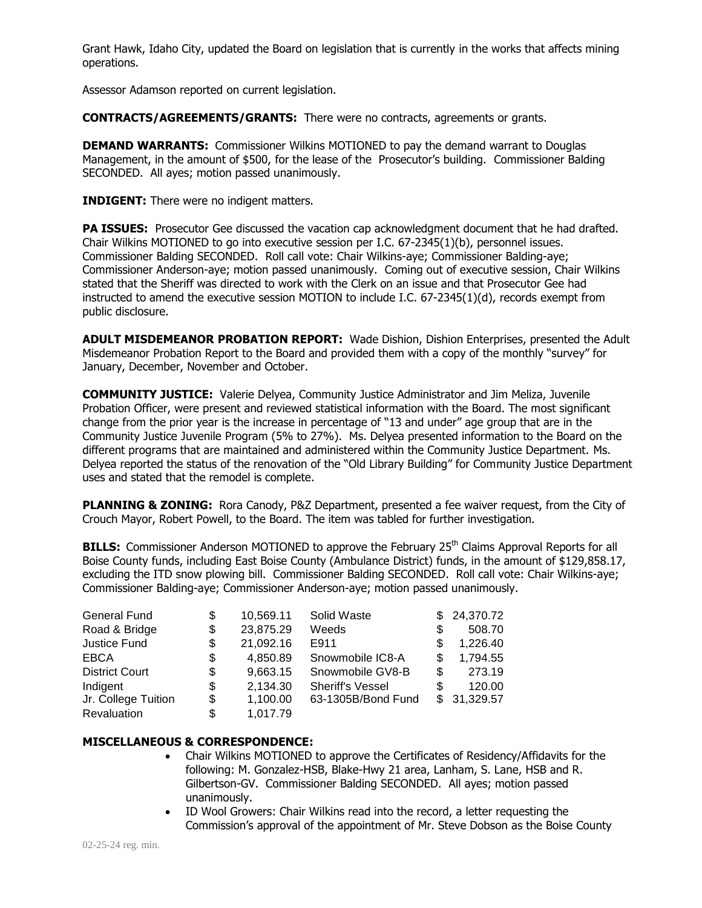Grant Hawk, Idaho City, updated the Board on legislation that is currently in the works that affects mining operations.

Assessor Adamson reported on current legislation.

**CONTRACTS/AGREEMENTS/GRANTS:** There were no contracts, agreements or grants.

**DEMAND WARRANTS:** Commissioner Wilkins MOTIONED to pay the demand warrant to Douglas Management, in the amount of $500, for the lease of the Prosecutor's building. Commissioner Balding SECONDED. All ayes; motion passed unanimously.

**INDIGENT:** There were no indigent matters.

**PA ISSUES:** Prosecutor Gee discussed the vacation cap acknowledgment document that he had drafted. Chair Wilkins MOTIONED to go into executive session per I.C. 67-2345(1)(b), personnel issues. Commissioner Balding SECONDED. Roll call vote: Chair Wilkins-aye; Commissioner Balding-aye; Commissioner Anderson-aye; motion passed unanimously. Coming out of executive session, Chair Wilkins stated that the Sheriff was directed to work with the Clerk on an issue and that Prosecutor Gee had instructed to amend the executive session MOTION to include I.C. 67-2345(1)(d), records exempt from public disclosure.

**ADULT MISDEMEANOR PROBATION REPORT:** Wade Dishion, Dishion Enterprises, presented the Adult Misdemeanor Probation Report to the Board and provided them with a copy of the monthly "survey" for January, December, November and October.

**COMMUNITY JUSTICE:** Valerie Delyea, Community Justice Administrator and Jim Meliza, Juvenile Probation Officer, were present and reviewed statistical information with the Board. The most significant change from the prior year is the increase in percentage of "13 and under" age group that are in the Community Justice Juvenile Program (5% to 27%). Ms. Delyea presented information to the Board on the different programs that are maintained and administered within the Community Justice Department. Ms. Delyea reported the status of the renovation of the "Old Library Building" for Community Justice Department uses and stated that the remodel is complete.

**PLANNING & ZONING:** Rora Canody, P&Z Department, presented a fee waiver request, from the City of Crouch Mayor, Robert Powell, to the Board. The item was tabled for further investigation.

**BILLS:** Commissioner Anderson MOTIONED to approve the February 25th Claims Approval Reports for all Boise County funds, including East Boise County (Ambulance District) funds, in the amount of $129,858.17, excluding the ITD snow plowing bill. Commissioner Balding SECONDED. Roll call vote: Chair Wilkins-aye; Commissioner Balding-aye; Commissioner Anderson-aye; motion passed unanimously.

| | | | |
|---|---|---|---|
| General Fund | $ 10,569.11 | Solid Waste | $ 24,370.72 |
| Road & Bridge | $ 23,875.29 | Weeds | $ 508.70 |
| Justice Fund | $ 21,092.16 | E911 | $ 1,226.40 |
| EBCA | $ 4,850.89 | Snowmobile IC8-A | $ 1,794.55 |
| District Court | $ 9,663.15 | Snowmobile GV8-B | $ 273.19 |
| Indigent | $ 2,134.30 | Sheriff's Vessel | $ 120.00 |
| Jr. College Tuition | $ 1,100.00 | 63-1305B/Bond Fund | $ 31,329.57 |
| Revaluation | $ 1,017.79 | | |

**MISCELLANEOUS & CORRESPONDENCE:**

- Chair Wilkins MOTIONED to approve the Certificates of Residency/Affidavits for the following: M. Gonzalez-HSB, Blake-Hwy 21 area, Lanham, S. Lane, HSB and R. Gilbertson-GV. Commissioner Balding SECONDED. All ayes; motion passed unanimously.
- ID Wool Growers: Chair Wilkins read into the record, a letter requesting the Commission's approval of the appointment of Mr. Steve Dobson as the Boise County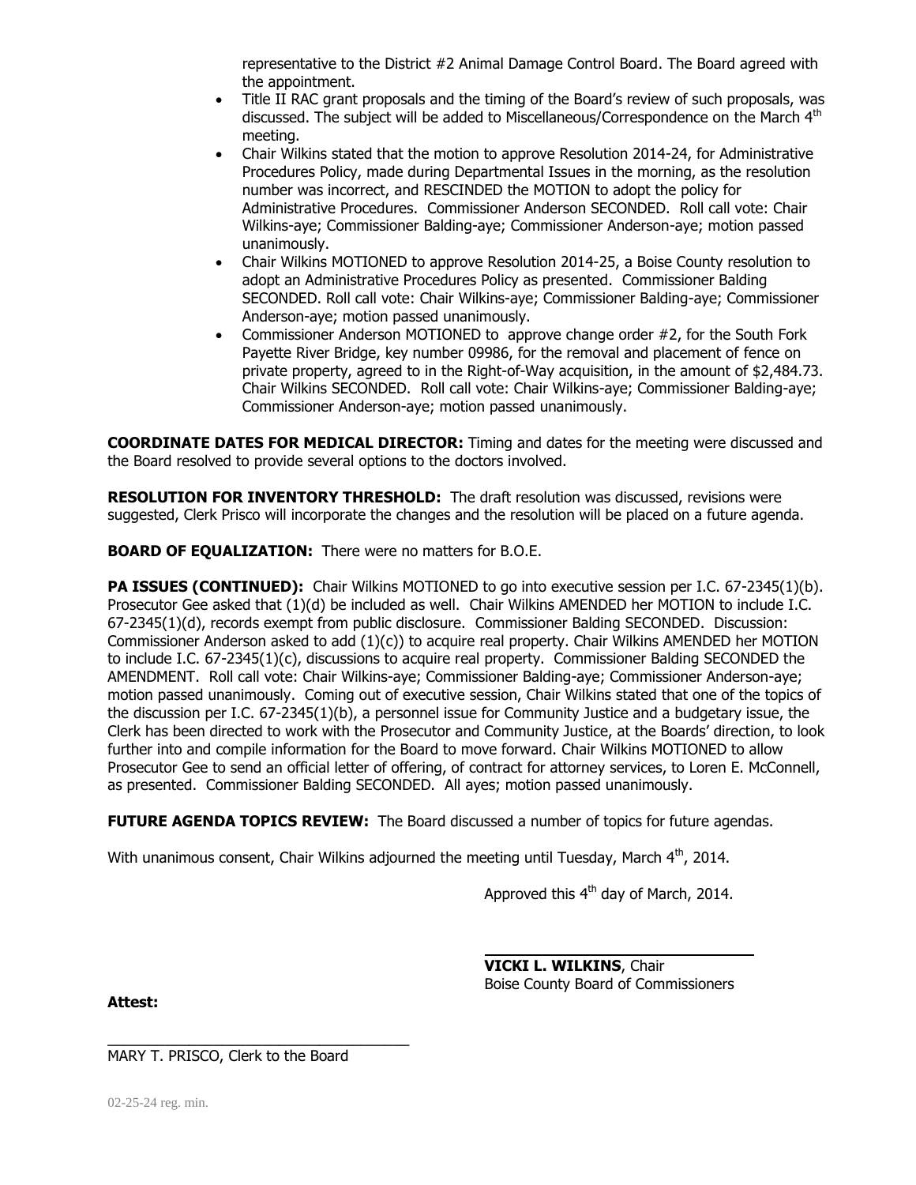representative to the District #2 Animal Damage Control Board. The Board agreed with the appointment.

- Title II RAC grant proposals and the timing of the Board's review of such proposals, was discussed. The subject will be added to Miscellaneous/Correspondence on the March 4th meeting.
- Chair Wilkins stated that the motion to approve Resolution 2014-24, for Administrative Procedures Policy, made during Departmental Issues in the morning, as the resolution number was incorrect, and RESCINDED the MOTION to adopt the policy for Administrative Procedures. Commissioner Anderson SECONDED. Roll call vote: Chair Wilkins-aye; Commissioner Balding-aye; Commissioner Anderson-aye; motion passed unanimously.
- Chair Wilkins MOTIONED to approve Resolution 2014-25, a Boise County resolution to adopt an Administrative Procedures Policy as presented. Commissioner Balding SECONDED. Roll call vote: Chair Wilkins-aye; Commissioner Balding-aye; Commissioner Anderson-aye; motion passed unanimously.
- Commissioner Anderson MOTIONED to approve change order #2, for the South Fork Payette River Bridge, key number 09986, for the removal and placement of fence on private property, agreed to in the Right-of-Way acquisition, in the amount of $2,484.73. Chair Wilkins SECONDED. Roll call vote: Chair Wilkins-aye; Commissioner Balding-aye; Commissioner Anderson-aye; motion passed unanimously.

**COORDINATE DATES FOR MEDICAL DIRECTOR:** Timing and dates for the meeting were discussed and the Board resolved to provide several options to the doctors involved.

**RESOLUTION FOR INVENTORY THRESHOLD:** The draft resolution was discussed, revisions were suggested, Clerk Prisco will incorporate the changes and the resolution will be placed on a future agenda.

**BOARD OF EQUALIZATION:** There were no matters for B.O.E.

**PA ISSUES (CONTINUED):** Chair Wilkins MOTIONED to go into executive session per I.C. 67-2345(1)(b). Prosecutor Gee asked that (1)(d) be included as well. Chair Wilkins AMENDED her MOTION to include I.C. 67-2345(1)(d), records exempt from public disclosure. Commissioner Balding SECONDED. Discussion: Commissioner Anderson asked to add (1)(c)) to acquire real property. Chair Wilkins AMENDED her MOTION to include I.C. 67-2345(1)(c), discussions to acquire real property. Commissioner Balding SECONDED the AMENDMENT. Roll call vote: Chair Wilkins-aye; Commissioner Balding-aye; Commissioner Anderson-aye; motion passed unanimously. Coming out of executive session, Chair Wilkins stated that one of the topics of the discussion per I.C. 67-2345(1)(b), a personnel issue for Community Justice and a budgetary issue, the Clerk has been directed to work with the Prosecutor and Community Justice, at the Boards' direction, to look further into and compile information for the Board to move forward. Chair Wilkins MOTIONED to allow Prosecutor Gee to send an official letter of offering, of contract for attorney services, to Loren E. McConnell, as presented. Commissioner Balding SECONDED. All ayes; motion passed unanimously.

**FUTURE AGENDA TOPICS REVIEW:** The Board discussed a number of topics for future agendas.

With unanimous consent, Chair Wilkins adjourned the meeting until Tuesday, March 4th, 2014.

Approved this 4th day of March, 2014.

**VICKI L. WILKINS**, Chair
Boise County Board of Commissioners

**Attest:**

MARY T. PRISCO, Clerk to the Board

02-25-24 reg. min.